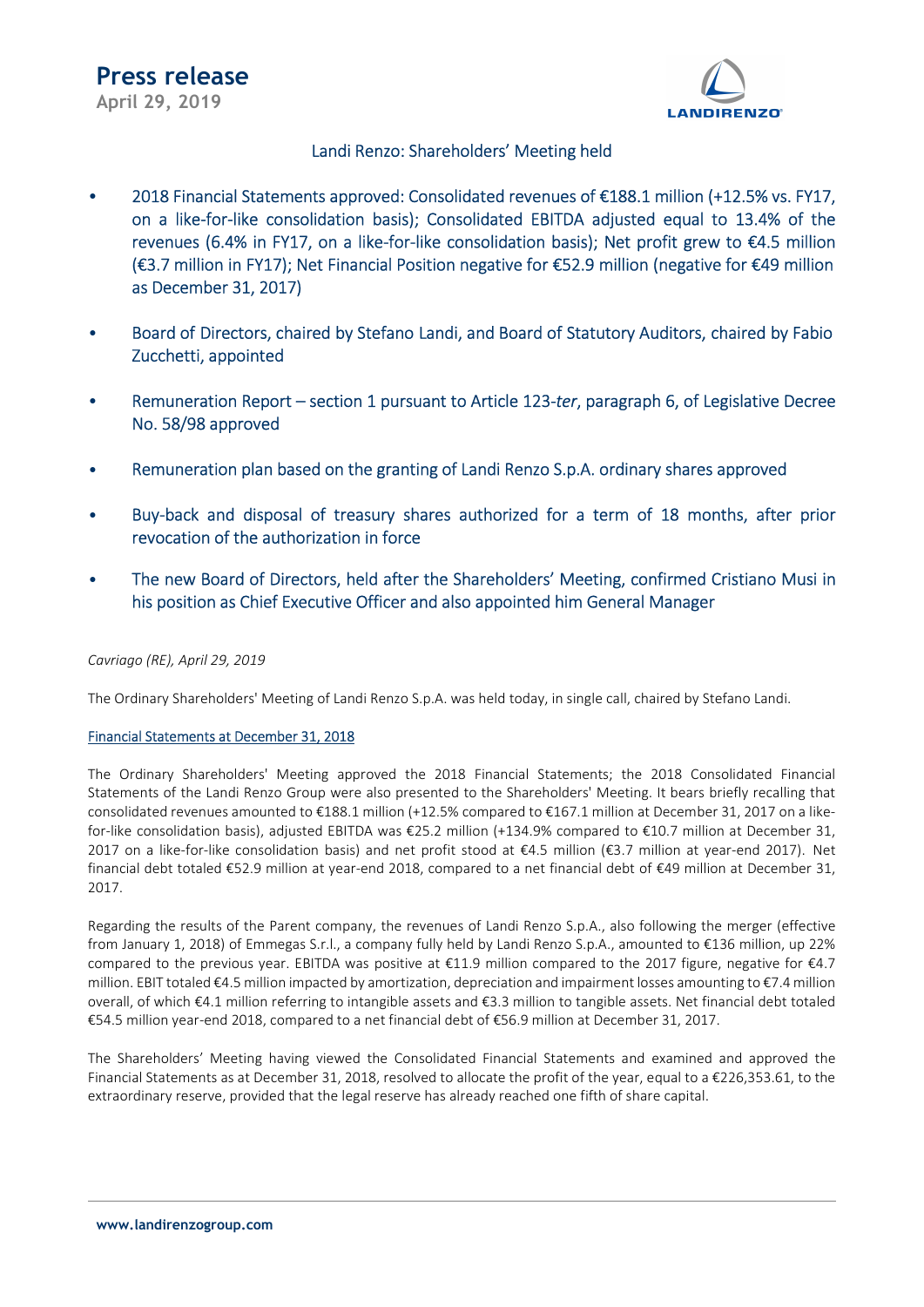# Press release

**April 29, 2019**

## Landi Renzo: Shareholders' Meeting held

- 2018 Financial Statements approved: Consolidated revenues of €188.1 million (+12.5% vs. FY17, on a like-for-like consolidation basis); Consolidated EBITDA adjusted equal to 13.4% of the revenues (6.4% in FY17, on a like-for-like consolidation basis); Net profit grew to €4.5 million (€3.7 million in FY17); Net Financial Position negative for €52.9 million (negative for €49 million as December 31, 2017)
- Board of Directors, chaired by Stefano Landi, and Board of Statutory Auditors, chaired by Fabio Zucchetti, appointed
- Remuneration Report – section 1 pursuant to Article 123-*ter*, paragraph 6, of Legislative Decree No. 58/98 approved
- Remuneration plan based on the granting of Landi Renzo S.p.A. ordinary shares approved
- Buy-back and disposal of treasury shares authorized for a term of 18 months, after prior revocation of the authorization in force
- The new Board of Directors, held after the Shareholders' Meeting, confirmed Cristiano Musi in his position as Chief Executive Officer and also appointed him General Manager

*Cavriago (RE), April 29, 2019*

The Ordinary Shareholders' Meeting of Landi Renzo S.p.A. was held today, in single call, chaired by Stefano Landi.

### Financial Statements at December 31, 2018

The Ordinary Shareholders' Meeting approved the 2018 Financial Statements; the 2018 Consolidated Financial Statements of the Landi Renzo Group were also presented to the Shareholders' Meeting. It bears briefly recalling that consolidated revenues amounted to €188.1 million (+12.5% compared to €167.1 million at December 31, 2017 on a like-for-like consolidation basis), adjusted EBITDA was €25.2 million (+134.9% compared to €10.7 million at December 31, 2017 on a like-for-like consolidation basis) and net profit stood at €4.5 million (€3.7 million at year-end 2017). Net financial debt totaled €52.9 million at year-end 2018, compared to a net financial debt of €49 million at December 31, 2017.

Regarding the results of the Parent company, the revenues of Landi Renzo S.p.A., also following the merger (effective from January 1, 2018) of Emmegas S.r.l., a company fully held by Landi Renzo S.p.A., amounted to €136 million, up 22% compared to the previous year. EBITDA was positive at €11.9 million compared to the 2017 figure, negative for €4.7 million. EBIT totaled €4.5 million impacted by amortization, depreciation and impairment losses amounting to €7.4 million overall, of which €4.1 million referring to intangible assets and €3.3 million to tangible assets. Net financial debt totaled €54.5 million year-end 2018, compared to a net financial debt of €56.9 million at December 31, 2017.

The Shareholders' Meeting having viewed the Consolidated Financial Statements and examined and approved the Financial Statements as at December 31, 2018, resolved to allocate the profit of the year, equal to a €226,353.61, to the extraordinary reserve, provided that the legal reserve has already reached one fifth of share capital.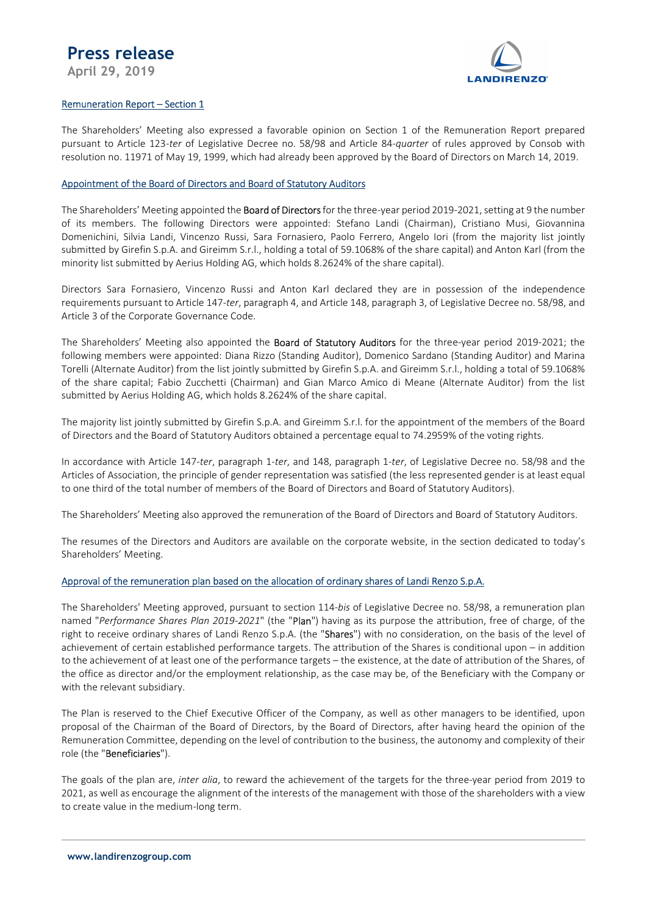## Remuneration Report – Section 1

The Shareholders' Meeting also expressed a favorable opinion on Section 1 of the Remuneration Report prepared pursuant to Article 123-*ter* of Legislative Decree no. 58/98 and Article 84-*quarter* of rules approved by Consob with resolution no. 11971 of May 19, 1999, which had already been approved by the Board of Directors on March 14, 2019.

## Appointment of the Board of Directors and Board of Statutory Auditors

The Shareholders' Meeting appointed the **Board of Directors** for the three-year period 2019-2021, setting at 9 the number of its members. The following Directors were appointed: Stefano Landi (Chairman), Cristiano Musi, Giovannina Domenichini, Silvia Landi, Vincenzo Russi, Sara Fornasiero, Paolo Ferrero, Angelo Iori (from the majority list jointly submitted by Girefin S.p.A. and Gireimm S.r.l., holding a total of 59.1068% of the share capital) and Anton Karl (from the minority list submitted by Aerius Holding AG, which holds 8.2624% of the share capital).

Directors Sara Fornasiero, Vincenzo Russi and Anton Karl declared they are in possession of the independence requirements pursuant to Article 147-*ter*, paragraph 4, and Article 148, paragraph 3, of Legislative Decree no. 58/98, and Article 3 of the Corporate Governance Code.

The Shareholders' Meeting also appointed the **Board of Statutory Auditors** for the three-year period 2019-2021; the following members were appointed: Diana Rizzo (Standing Auditor), Domenico Sardano (Standing Auditor) and Marina Torelli (Alternate Auditor) from the list jointly submitted by Girefin S.p.A. and Gireimm S.r.l., holding a total of 59.1068% of the share capital; Fabio Zucchetti (Chairman) and Gian Marco Amico di Meane (Alternate Auditor) from the list submitted by Aerius Holding AG, which holds 8.2624% of the share capital.

The majority list jointly submitted by Girefin S.p.A. and Gireimm S.r.l. for the appointment of the members of the Board of Directors and the Board of Statutory Auditors obtained a percentage equal to 74.2959% of the voting rights.

In accordance with Article 147-*ter*, paragraph 1-*ter*, and 148, paragraph 1-*ter*, of Legislative Decree no. 58/98 and the Articles of Association, the principle of gender representation was satisfied (the less represented gender is at least equal to one third of the total number of members of the Board of Directors and Board of Statutory Auditors).

The Shareholders' Meeting also approved the remuneration of the Board of Directors and Board of Statutory Auditors.

The resumes of the Directors and Auditors are available on the corporate website, in the section dedicated to today's Shareholders' Meeting.

## Approval of the remuneration plan based on the allocation of ordinary shares of Landi Renzo S.p.A.

The Shareholders' Meeting approved, pursuant to section 114-*bis* of Legislative Decree no. 58/98, a remuneration plan named "*Performance Shares Plan 2019-2021*" (the "**Plan**") having as its purpose the attribution, free of charge, of the right to receive ordinary shares of Landi Renzo S.p.A. (the "**Shares**") with no consideration, on the basis of the level of achievement of certain established performance targets. The attribution of the Shares is conditional upon – in addition to the achievement of at least one of the performance targets – the existence, at the date of attribution of the Shares, of the office as director and/or the employment relationship, as the case may be, of the Beneficiary with the Company or with the relevant subsidiary.

The Plan is reserved to the Chief Executive Officer of the Company, as well as other managers to be identified, upon proposal of the Chairman of the Board of Directors, by the Board of Directors, after having heard the opinion of the Remuneration Committee, depending on the level of contribution to the business, the autonomy and complexity of their role (the "**Beneficiaries**").

The goals of the plan are, *inter alia*, to reward the achievement of the targets for the three-year period from 2019 to 2021, as well as encourage the alignment of the interests of the management with those of the shareholders with a view to create value in the medium-long term.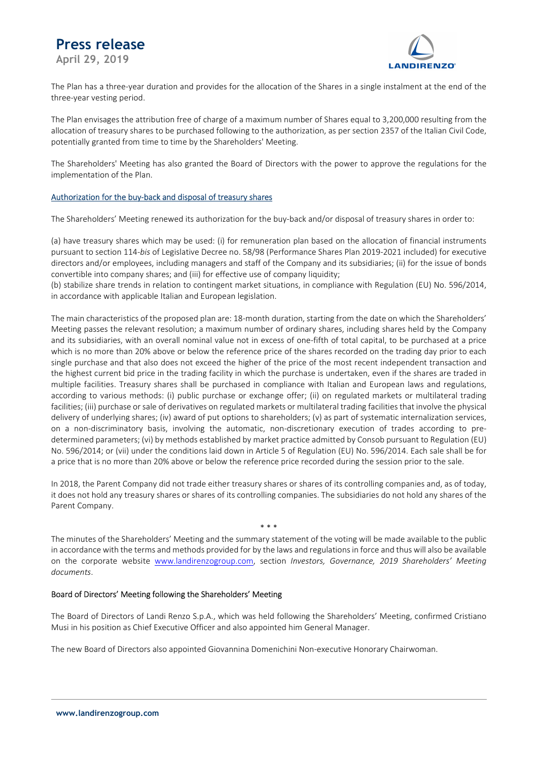The Plan has a three-year duration and provides for the allocation of the Shares in a single instalment at the end of the three-year vesting period.

The Plan envisages the attribution free of charge of a maximum number of Shares equal to 3,200,000 resulting from the allocation of treasury shares to be purchased following to the authorization, as per section 2357 of the Italian Civil Code, potentially granted from time to time by the Shareholders' Meeting.

The Shareholders' Meeting has also granted the Board of Directors with the power to approve the regulations for the implementation of the Plan.

Authorization for the buy-back and disposal of treasury shares

The Shareholders' Meeting renewed its authorization for the buy-back and/or disposal of treasury shares in order to:

(a) have treasury shares which may be used: (i) for remuneration plan based on the allocation of financial instruments pursuant to section 114-*bis* of Legislative Decree no. 58/98 (Performance Shares Plan 2019-2021 included) for executive directors and/or employees, including managers and staff of the Company and its subsidiaries; (ii) for the issue of bonds convertible into company shares; and (iii) for effective use of company liquidity;
(b) stabilize share trends in relation to contingent market situations, in compliance with Regulation (EU) No. 596/2014, in accordance with applicable Italian and European legislation.

The main characteristics of the proposed plan are: 18-month duration, starting from the date on which the Shareholders' Meeting passes the relevant resolution; a maximum number of ordinary shares, including shares held by the Company and its subsidiaries, with an overall nominal value not in excess of one-fifth of total capital, to be purchased at a price which is no more than 20% above or below the reference price of the shares recorded on the trading day prior to each single purchase and that also does not exceed the higher of the price of the most recent independent transaction and the highest current bid price in the trading facility in which the purchase is undertaken, even if the shares are traded in multiple facilities. Treasury shares shall be purchased in compliance with Italian and European laws and regulations, according to various methods: (i) public purchase or exchange offer; (ii) on regulated markets or multilateral trading facilities; (iii) purchase or sale of derivatives on regulated markets or multilateral trading facilities that involve the physical delivery of underlying shares; (iv) award of put options to shareholders; (v) as part of systematic internalization services, on a non-discriminatory basis, involving the automatic, non-discretionary execution of trades according to pre-determined parameters; (vi) by methods established by market practice admitted by Consob pursuant to Regulation (EU) No. 596/2014; or (vii) under the conditions laid down in Article 5 of Regulation (EU) No. 596/2014. Each sale shall be for a price that is no more than 20% above or below the reference price recorded during the session prior to the sale.

In 2018, the Parent Company did not trade either treasury shares or shares of its controlling companies and, as of today, it does not hold any treasury shares or shares of its controlling companies. The subsidiaries do not hold any shares of the Parent Company.

\* \* \*

The minutes of the Shareholders' Meeting and the summary statement of the voting will be made available to the public in accordance with the terms and methods provided for by the laws and regulations in force and thus will also be available on the corporate website www.landirenzogroup.com, section *Investors, Governance, 2019 Shareholders' Meeting documents*.

Board of Directors' Meeting following the Shareholders' Meeting

The Board of Directors of Landi Renzo S.p.A., which was held following the Shareholders' Meeting, confirmed Cristiano Musi in his position as Chief Executive Officer and also appointed him General Manager.

The new Board of Directors also appointed Giovannina Domenichini Non-executive Honorary Chairwoman.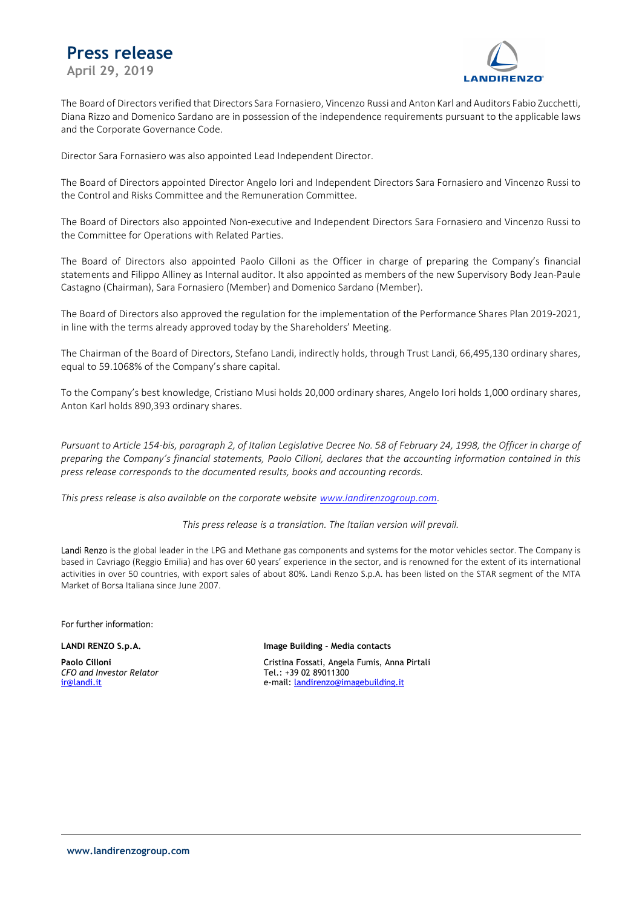The Board of Directors verified that Directors Sara Fornasiero, Vincenzo Russi and Anton Karl and Auditors Fabio Zucchetti, Diana Rizzo and Domenico Sardano are in possession of the independence requirements pursuant to the applicable laws and the Corporate Governance Code.

Director Sara Fornasiero was also appointed Lead Independent Director.

The Board of Directors appointed Director Angelo Iori and Independent Directors Sara Fornasiero and Vincenzo Russi to the Control and Risks Committee and the Remuneration Committee.

The Board of Directors also appointed Non-executive and Independent Directors Sara Fornasiero and Vincenzo Russi to the Committee for Operations with Related Parties.

The Board of Directors also appointed Paolo Cilloni as the Officer in charge of preparing the Company's financial statements and Filippo Alliney as Internal auditor. It also appointed as members of the new Supervisory Body Jean-Paule Castagno (Chairman), Sara Fornasiero (Member) and Domenico Sardano (Member).

The Board of Directors also approved the regulation for the implementation of the Performance Shares Plan 2019-2021, in line with the terms already approved today by the Shareholders' Meeting.

The Chairman of the Board of Directors, Stefano Landi, indirectly holds, through Trust Landi, 66,495,130 ordinary shares, equal to 59.1068% of the Company's share capital.

To the Company's best knowledge, Cristiano Musi holds 20,000 ordinary shares, Angelo Iori holds 1,000 ordinary shares, Anton Karl holds 890,393 ordinary shares.

*Pursuant to Article 154-bis, paragraph 2, of Italian Legislative Decree No. 58 of February 24, 1998, the Officer in charge of preparing the Company's financial statements, Paolo Cilloni, declares that the accounting information contained in this press release corresponds to the documented results, books and accounting records.*

*This press release is also available on the corporate website [www.landirenzogroup.com](www.landirenzogroup.com).*

*This press release is a translation. The Italian version will prevail.*

Landi Renzo is the global leader in the LPG and Methane gas components and systems for the motor vehicles sector. The Company is based in Cavriago (Reggio Emilia) and has over 60 years' experience in the sector, and is renowned for the extent of its international activities in over 50 countries, with export sales of about 80%. Landi Renzo S.p.A. has been listed on the STAR segment of the MTA Market of Borsa Italiana since June 2007.

For further information:

**LANDI RENZO S.p.A.**

**Paolo Cilloni**
*CFO and Investor Relator*
ir@landi.it

**Image Building - Media contacts**

Cristina Fossati, Angela Fumis, Anna Pirtali
Tel.: +39 02 89011300
e-mail: landirenzo@imagebuilding.it